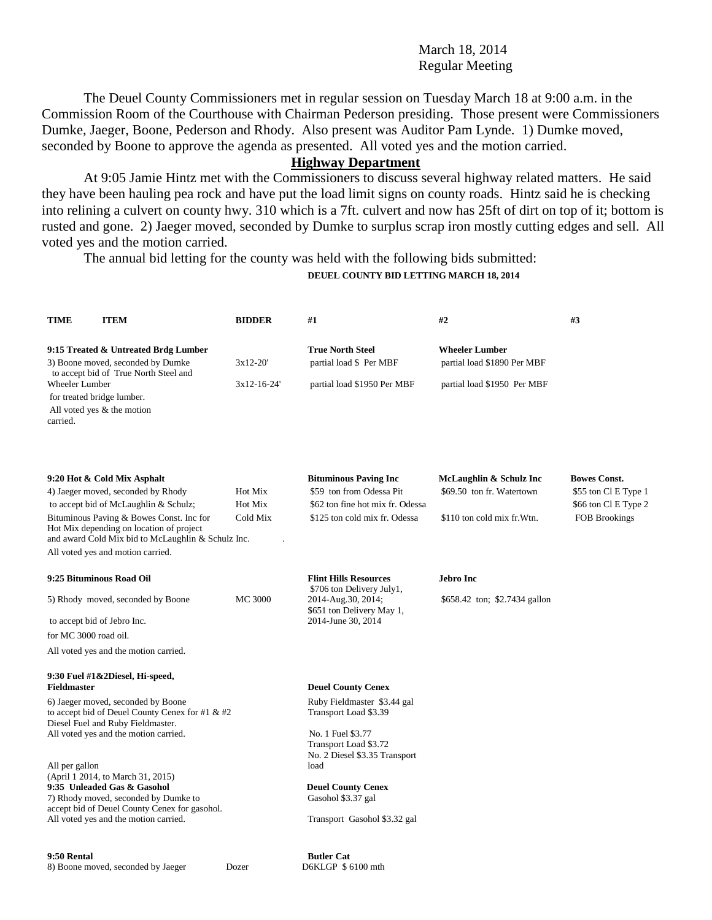March 18, 2014
Regular Meeting

The Deuel County Commissioners met in regular session on Tuesday March 18 at 9:00 a.m. in the Commission Room of the Courthouse with Chairman Pederson presiding. Those present were Commissioners Dumke, Jaeger, Boone, Pederson and Rhody. Also present was Auditor Pam Lynde. 1) Dumke moved, seconded by Boone to approve the agenda as presented. All voted yes and the motion carried.

## Highway Department

At 9:05 Jamie Hintz met with the Commissioners to discuss several highway related matters. He said they have been hauling pea rock and have put the load limit signs on county roads. Hintz said he is checking into relining a culvert on county hwy. 310 which is a 7ft. culvert and now has 25ft of dirt on top of it; bottom is rusted and gone. 2) Jaeger moved, seconded by Dumke to surplus scrap iron mostly cutting edges and sell. All voted yes and the motion carried.

The annual bid letting for the county was held with the following bids submitted:

**DEUEL COUNTY BID LETTING MARCH 18, 2014**

| TIME ITEM | BIDDER | #1 | #2 | #3 |
|---|---|---|---|---|
| **9:15 Treated & Untreated Brdg Lumber** | | **True North Steel** | **Wheeler Lumber** | |
| 3) Boone moved, seconded by Dumke to accept bid of True North Steel and Wheeler Lumber for treated bridge lumber. All voted yes & the motion carried. | 3x12-20' | partial load $ Per MBF | partial load $1890 Per MBF | |
| | 3x12-16-24' | partial load $1950 Per MBF | partial load $1950 Per MBF | |
| **9:20 Hot & Cold Mix Asphalt** | | **Bituminous Paving Inc** | **McLaughlin & Schulz Inc** | **Bowes Const.** |
| 4) Jaeger moved, seconded by Rhody | Hot Mix | $59 ton from Odessa Pit | $69.50 ton fr. Watertown | $55 ton Cl E Type 1 |
| to accept bid of McLaughlin & Schulz; | Hot Mix | $62 ton fine hot mix fr. Odessa | | $66 ton Cl E Type 2 |
| Bituminous Paving & Bowes Const. Inc for Hot Mix depending on location of project and award Cold Mix bid to McLaughlin & Schulz Inc. All voted yes and motion carried. | Cold Mix | $125 ton cold mix fr. Odessa | $110 ton cold mix fr.Wtn. | FOB Brookings |
| **9:25 Bituminous Road Oil** | | **Flint Hills Resources** | **Jebro Inc** | |
| 5) Rhody moved, seconded by Boone to accept bid of Jebro Inc. for MC 3000 road oil. All voted yes and the motion carried. | MC 3000 | $706 ton Delivery July1, 2014-Aug.30, 2014; $651 ton Delivery May 1, 2014-June 30, 2014 | $658.42 ton; $2.7434 gallon | |
| **9:30 Fuel #1&2Diesel, Hi-speed, Fieldmaster** | | **Deuel County Cenex** | | |
| 6) Jaeger moved, seconded by Boone to accept bid of Deuel County Cenex for #1 & #2 Diesel Fuel and Ruby Fieldmaster. All voted yes and the motion carried. All per gallon (April 1 2014, to March 31, 2015) | | Ruby Fieldmaster $3.44 gal; Transport Load $3.39; No. 1 Fuel $3.77; Transport Load $3.72; No. 2 Diesel $3.35 Transport load | | |
| **9:35 Unleaded Gas & Gasohol** | | **Deuel County Cenex** | | |
| 7) Rhody moved, seconded by Dumke to accept bid of Deuel County Cenex for gasohol. All voted yes and the motion carried. | | Gasohol $3.37 gal; Transport Gasohol $3.32 gal | | |
| **9:50 Rental** | | **Butler Cat** | | |
| 8) Boone moved, seconded by Jaeger | Dozer | D6KLGP $ 6100 mth | | |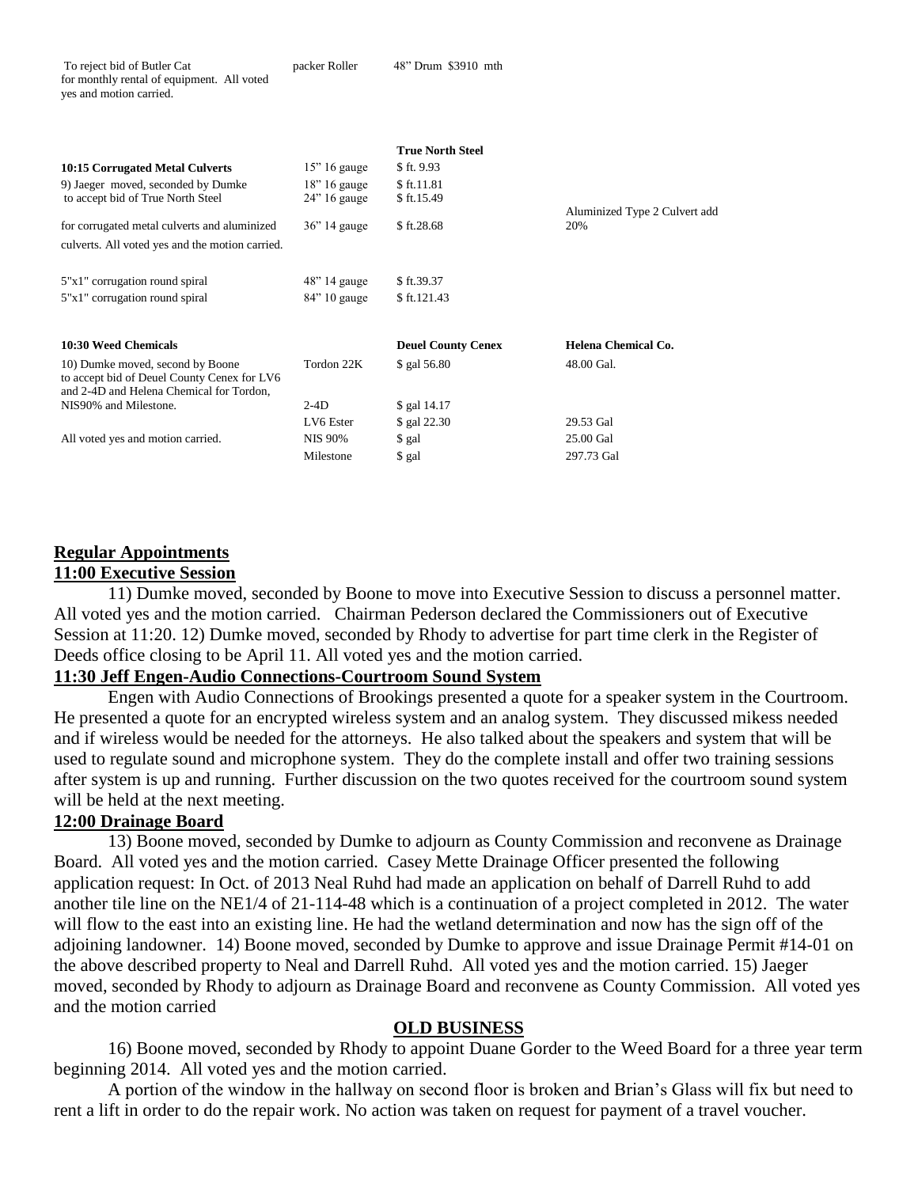| | | | |
|---|---|---|---|
| To reject bid of Butler Cat for monthly rental of equipment. All voted yes and motion carried. | packer Roller | 48" Drum $3910 mth | |

| | | True North Steel | |
|---|---|---|---|
| **10:15 Corrugated Metal Culverts** | 15" 16 gauge | $ ft. 9.93 | |
| 9) Jaeger moved, seconded by Dumke to accept bid of True North Steel | 18" 16 gauge | $ ft.11.81 | |
| | 24" 16 gauge | $ ft.15.49 | |
| for corrugated metal culverts and aluminized culverts. All voted yes and the motion carried. | 36" 14 gauge | $ ft.28.68 | Aluminized Type 2 Culvert add 20% |
| 5"x1" corrugation round spiral | 48" 14 gauge | $ ft.39.37 | |
| 5"x1" corrugation round spiral | 84" 10 gauge | $ ft.121.43 | |

| **10:30 Weed Chemicals** | | **Deuel County Cenex** | **Helena Chemical Co.** |
|---|---|---|---|
| 10) Dumke moved, second by Boone to accept bid of Deuel County Cenex for LV6 and 2-4D and Helena Chemical for Tordon, NIS90% and Milestone. | Tordon 22K | $ gal 56.80 | 48.00 Gal. |
| | 2-4D | $ gal 14.17 | |
| | LV6 Ester | $ gal 22.30 | 29.53 Gal |
| All voted yes and motion carried. | NIS 90% | $ gal | 25.00 Gal |
| | Milestone | $ gal | 297.73 Gal |

## Regular Appointments

### 11:00 Executive Session

11) Dumke moved, seconded by Boone to move into Executive Session to discuss a personnel matter. All voted yes and the motion carried. Chairman Pederson declared the Commissioners out of Executive Session at 11:20. 12) Dumke moved, seconded by Rhody to advertise for part time clerk in the Register of Deeds office closing to be April 11. All voted yes and the motion carried.

### 11:30 Jeff Engen-Audio Connections-Courtroom Sound System

Engen with Audio Connections of Brookings presented a quote for a speaker system in the Courtroom. He presented a quote for an encrypted wireless system and an analog system. They discussed mikess needed and if wireless would be needed for the attorneys. He also talked about the speakers and system that will be used to regulate sound and microphone system. They do the complete install and offer two training sessions after system is up and running. Further discussion on the two quotes received for the courtroom sound system will be held at the next meeting.

### 12:00 Drainage Board

13) Boone moved, seconded by Dumke to adjourn as County Commission and reconvene as Drainage Board. All voted yes and the motion carried. Casey Mette Drainage Officer presented the following application request: In Oct. of 2013 Neal Ruhd had made an application on behalf of Darrell Ruhd to add another tile line on the NE1/4 of 21-114-48 which is a continuation of a project completed in 2012. The water will flow to the east into an existing line. He had the wetland determination and now has the sign off of the adjoining landowner. 14) Boone moved, seconded by Dumke to approve and issue Drainage Permit #14-01 on the above described property to Neal and Darrell Ruhd. All voted yes and the motion carried. 15) Jaeger moved, seconded by Rhody to adjourn as Drainage Board and reconvene as County Commission. All voted yes and the motion carried

## OLD BUSINESS

16) Boone moved, seconded by Rhody to appoint Duane Gorder to the Weed Board for a three year term beginning 2014. All voted yes and the motion carried.

A portion of the window in the hallway on second floor is broken and Brian's Glass will fix but need to rent a lift in order to do the repair work. No action was taken on request for payment of a travel voucher.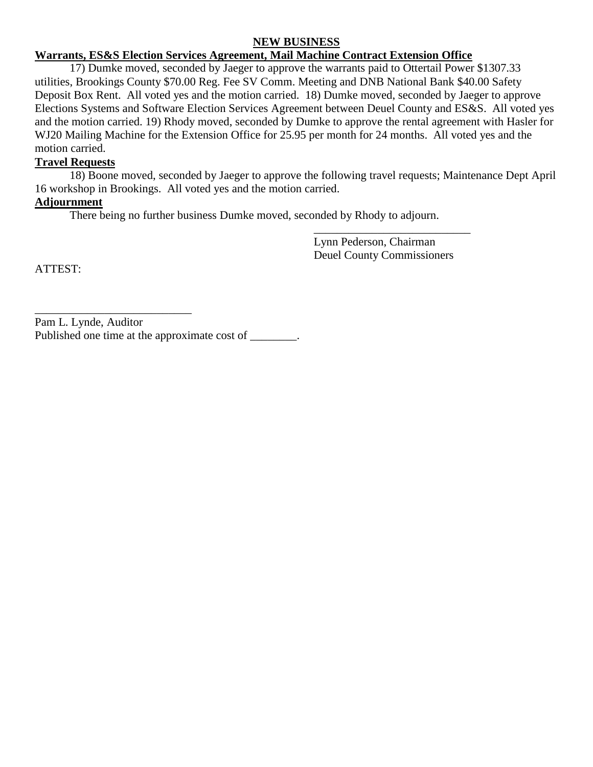**NEW BUSINESS**

**Warrants, ES&S Election Services Agreement, Mail Machine Contract Extension Office**

17) Dumke moved, seconded by Jaeger to approve the warrants paid to Ottertail Power $1307.33 utilities, Brookings County $70.00 Reg. Fee SV Comm. Meeting and DNB National Bank $40.00 Safety Deposit Box Rent. All voted yes and the motion carried. 18) Dumke moved, seconded by Jaeger to approve Elections Systems and Software Election Services Agreement between Deuel County and ES&S. All voted yes and the motion carried. 19) Rhody moved, seconded by Dumke to approve the rental agreement with Hasler for WJ20 Mailing Machine for the Extension Office for 25.95 per month for 24 months. All voted yes and the motion carried.

**Travel Requests**

18) Boone moved, seconded by Jaeger to approve the following travel requests; Maintenance Dept April 16 workshop in Brookings. All voted yes and the motion carried.

**Adjournment**

There being no further business Dumke moved, seconded by Rhody to adjourn.

___________________________
Lynn Pederson, Chairman
Deuel County Commissioners

ATTEST:

___________________________
Pam L. Lynde, Auditor
Published one time at the approximate cost of ________.